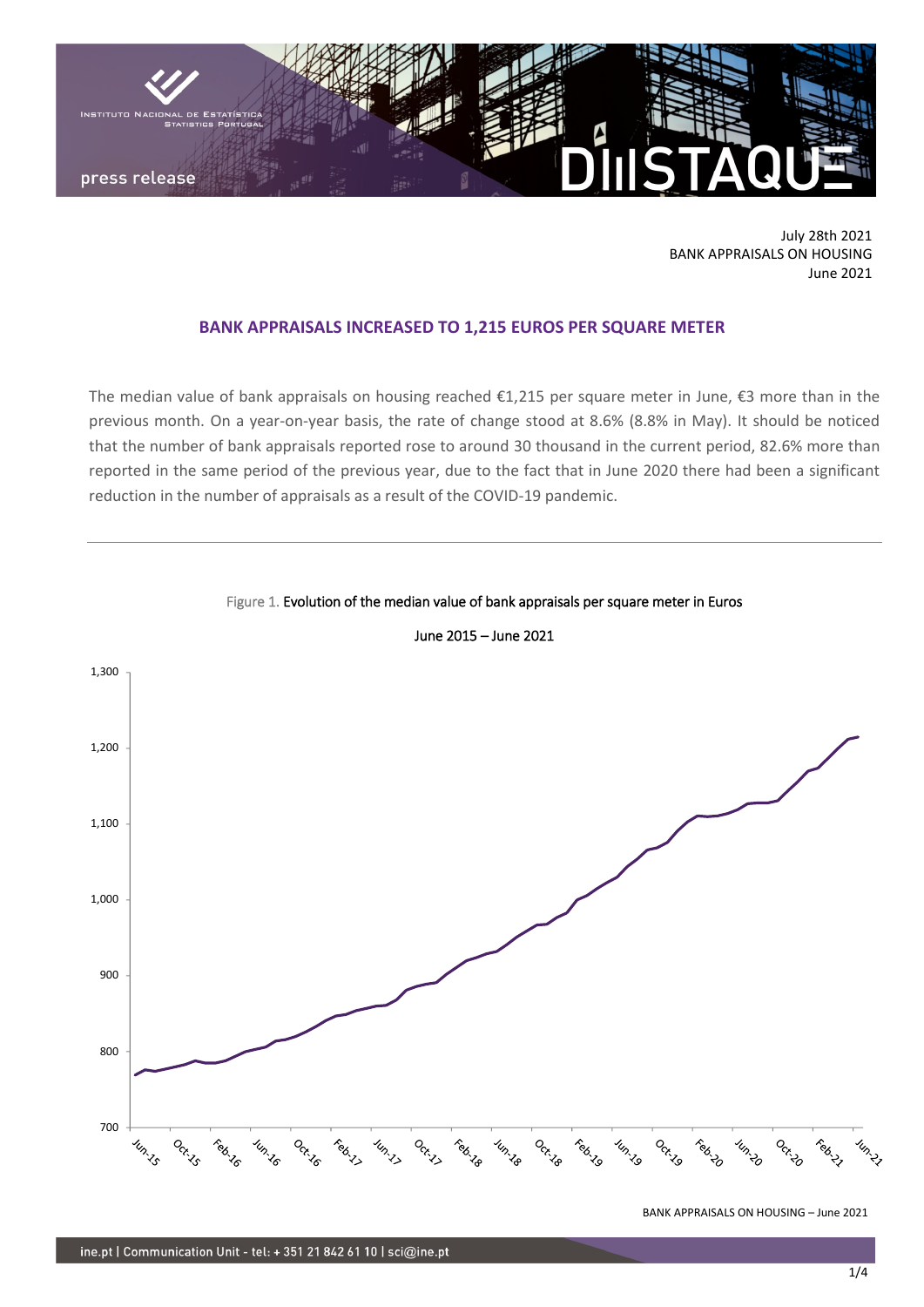July 28th 2021
BANK APPRAISALS ON HOUSING
June 2021

## BANK APPRAISALS INCREASED TO 1,215 EUROS PER SQUARE METER

The median value of bank appraisals on housing reached €1,215 per square meter in June, €3 more than in the previous month. On a year-on-year basis, the rate of change stood at 8.6% (8.8% in May). It should be noticed that the number of bank appraisals reported rose to around 30 thousand in the current period, 82.6% more than reported in the same period of the previous year, due to the fact that in June 2020 there had been a significant reduction in the number of appraisals as a result of the COVID-19 pandemic.

Figure 1. Evolution of the median value of bank appraisals per square meter in Euros

June 2015 – June 2021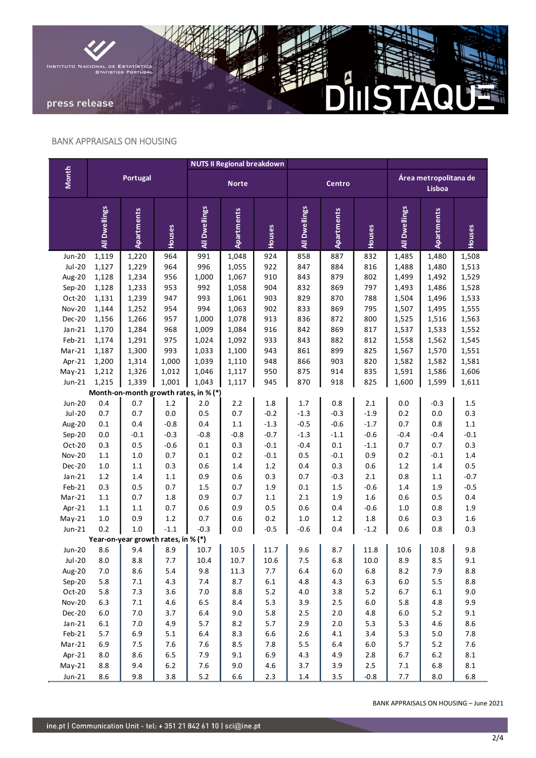## BANK APPRAISALS ON HOUSING

| Month | Portugal | | | NUTS II Regional breakdown — Norte | | | Centro | | | Área metropolitana de Lisboa | | |
|---|---|---|---|---|---|---|---|---|---|---|---|---|
| | All Dwellings | Apartments | Houses | All Dwellings | Apartments | Houses | All Dwellings | Apartments | Houses | All Dwellings | Apartments | Houses |
| Jun-20 | 1,119 | 1,220 | 964 | 991 | 1,048 | 924 | 858 | 887 | 832 | 1,485 | 1,480 | 1,508 |
| Jul-20 | 1,127 | 1,229 | 964 | 996 | 1,055 | 922 | 847 | 884 | 816 | 1,488 | 1,480 | 1,513 |
| Aug-20 | 1,128 | 1,234 | 956 | 1,000 | 1,067 | 910 | 843 | 879 | 802 | 1,499 | 1,492 | 1,529 |
| Sep-20 | 1,128 | 1,233 | 953 | 992 | 1,058 | 904 | 832 | 869 | 797 | 1,493 | 1,486 | 1,528 |
| Oct-20 | 1,131 | 1,239 | 947 | 993 | 1,061 | 903 | 829 | 870 | 788 | 1,504 | 1,496 | 1,533 |
| Nov-20 | 1,144 | 1,252 | 954 | 994 | 1,063 | 902 | 833 | 869 | 795 | 1,507 | 1,495 | 1,555 |
| Dec-20 | 1,156 | 1,266 | 957 | 1,000 | 1,078 | 913 | 836 | 872 | 800 | 1,525 | 1,516 | 1,563 |
| Jan-21 | 1,170 | 1,284 | 968 | 1,009 | 1,084 | 916 | 842 | 869 | 817 | 1,537 | 1,533 | 1,552 |
| Feb-21 | 1,174 | 1,291 | 975 | 1,024 | 1,092 | 933 | 843 | 882 | 812 | 1,558 | 1,562 | 1,545 |
| Mar-21 | 1,187 | 1,300 | 993 | 1,033 | 1,100 | 943 | 861 | 899 | 825 | 1,567 | 1,570 | 1,551 |
| Apr-21 | 1,200 | 1,314 | 1,000 | 1,039 | 1,110 | 948 | 866 | 903 | 820 | 1,582 | 1,582 | 1,581 |
| May-21 | 1,212 | 1,326 | 1,012 | 1,046 | 1,117 | 950 | 875 | 914 | 835 | 1,591 | 1,586 | 1,606 |
| Jun-21 | 1,215 | 1,339 | 1,001 | 1,043 | 1,117 | 945 | 870 | 918 | 825 | 1,600 | 1,599 | 1,611 |
| **Month-on-month growth rates, in % (*)** | | | | | | | | | | | | |
| Jun-20 | 0.4 | 0.7 | 1.2 | 2.0 | 2.2 | 1.8 | 1.7 | 0.8 | 2.1 | 0.0 | -0.3 | 1.5 |
| Jul-20 | 0.7 | 0.7 | 0.0 | 0.5 | 0.7 | -0.2 | -1.3 | -0.3 | -1.9 | 0.2 | 0.0 | 0.3 |
| Aug-20 | 0.1 | 0.4 | -0.8 | 0.4 | 1.1 | -1.3 | -0.5 | -0.6 | -1.7 | 0.7 | 0.8 | 1.1 |
| Sep-20 | 0.0 | -0.1 | -0.3 | -0.8 | -0.8 | -0.7 | -1.3 | -1.1 | -0.6 | -0.4 | -0.4 | -0.1 |
| Oct-20 | 0.3 | 0.5 | -0.6 | 0.1 | 0.3 | -0.1 | -0.4 | 0.1 | -1.1 | 0.7 | 0.7 | 0.3 |
| Nov-20 | 1.1 | 1.0 | 0.7 | 0.1 | 0.2 | -0.1 | 0.5 | -0.1 | 0.9 | 0.2 | -0.1 | 1.4 |
| Dec-20 | 1.0 | 1.1 | 0.3 | 0.6 | 1.4 | 1.2 | 0.4 | 0.3 | 0.6 | 1.2 | 1.4 | 0.5 |
| Jan-21 | 1.2 | 1.4 | 1.1 | 0.9 | 0.6 | 0.3 | 0.7 | -0.3 | 2.1 | 0.8 | 1.1 | -0.7 |
| Feb-21 | 0.3 | 0.5 | 0.7 | 1.5 | 0.7 | 1.9 | 0.1 | 1.5 | -0.6 | 1.4 | 1.9 | -0.5 |
| Mar-21 | 1.1 | 0.7 | 1.8 | 0.9 | 0.7 | 1.1 | 2.1 | 1.9 | 1.6 | 0.6 | 0.5 | 0.4 |
| Apr-21 | 1.1 | 1.1 | 0.7 | 0.6 | 0.9 | 0.5 | 0.6 | 0.4 | -0.6 | 1.0 | 0.8 | 1.9 |
| May-21 | 1.0 | 0.9 | 1.2 | 0.7 | 0.6 | 0.2 | 1.0 | 1.2 | 1.8 | 0.6 | 0.3 | 1.6 |
| Jun-21 | 0.2 | 1.0 | -1.1 | -0.3 | 0.0 | -0.5 | -0.6 | 0.4 | -1.2 | 0.6 | 0.8 | 0.3 |
| **Year-on-year growth rates, in % (*)** | | | | | | | | | | | | |
| Jun-20 | 8.6 | 9.4 | 8.9 | 10.7 | 10.5 | 11.7 | 9.6 | 8.7 | 11.8 | 10.6 | 10.8 | 9.8 |
| Jul-20 | 8.0 | 8.8 | 7.7 | 10.4 | 10.7 | 10.6 | 7.5 | 6.8 | 10.0 | 8.9 | 8.5 | 9.1 |
| Aug-20 | 7.0 | 8.6 | 5.4 | 9.8 | 11.3 | 7.7 | 6.4 | 6.0 | 6.8 | 8.2 | 7.9 | 8.8 |
| Sep-20 | 5.8 | 7.1 | 4.3 | 7.4 | 8.7 | 6.1 | 4.8 | 4.3 | 6.3 | 6.0 | 5.5 | 8.8 |
| Oct-20 | 5.8 | 7.3 | 3.6 | 7.0 | 8.8 | 5.2 | 4.0 | 3.8 | 5.2 | 6.7 | 6.1 | 9.0 |
| Nov-20 | 6.3 | 7.1 | 4.6 | 6.5 | 8.4 | 5.3 | 3.9 | 2.5 | 6.0 | 5.8 | 4.8 | 9.9 |
| Dec-20 | 6.0 | 7.0 | 3.7 | 6.4 | 9.0 | 5.8 | 2.5 | 2.0 | 4.8 | 6.0 | 5.2 | 9.1 |
| Jan-21 | 6.1 | 7.0 | 4.9 | 5.7 | 8.2 | 5.7 | 2.9 | 2.0 | 5.3 | 5.3 | 4.6 | 8.6 |
| Feb-21 | 5.7 | 6.9 | 5.1 | 6.4 | 8.3 | 6.6 | 2.6 | 4.1 | 3.4 | 5.3 | 5.0 | 7.8 |
| Mar-21 | 6.9 | 7.5 | 7.6 | 7.6 | 8.5 | 7.8 | 5.5 | 6.4 | 6.0 | 5.7 | 5.2 | 7.6 |
| Apr-21 | 8.0 | 8.6 | 6.5 | 7.9 | 9.1 | 6.9 | 4.3 | 4.9 | 2.8 | 6.7 | 6.2 | 8.1 |
| May-21 | 8.8 | 9.4 | 6.2 | 7.6 | 9.0 | 4.6 | 3.7 | 3.9 | 2.5 | 7.1 | 6.8 | 8.1 |
| Jun-21 | 8.6 | 9.8 | 3.8 | 5.2 | 6.6 | 2.3 | 1.4 | 3.5 | -0.8 | 7.7 | 8.0 | 6.8 |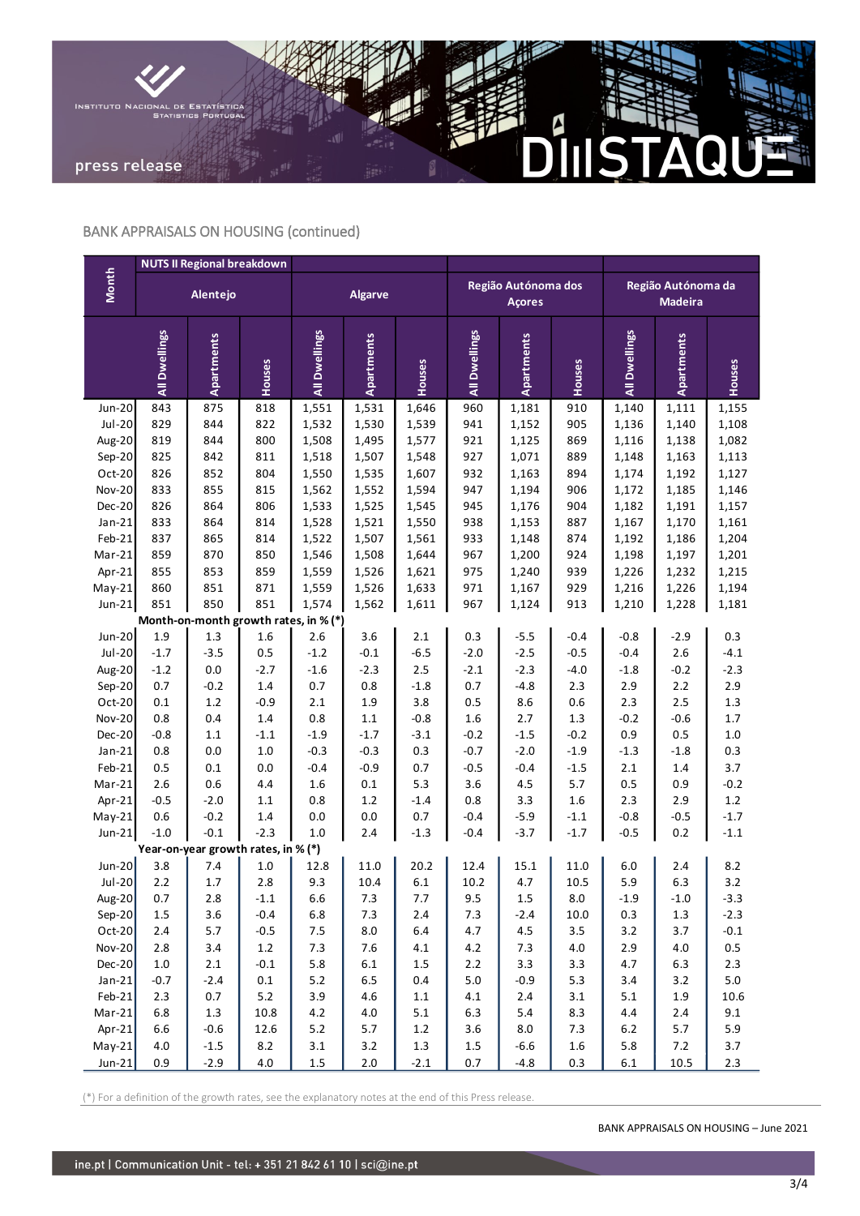## BANK APPRAISALS ON HOUSING (continued)

| Month | NUTS II Regional breakdown | | | | | | | | | | | |
|---|---|---|---|---|---|---|---|---|---|---|---|---|
| | Alentejo | | | Algarve | | | Região Autónoma dos Açores | | | Região Autónoma da Madeira | | |
| | All Dwellings | Apartments | Houses | All Dwellings | Apartments | Houses | All Dwellings | Apartments | Houses | All Dwellings | Apartments | Houses |
| Jun-20 | 843 | 875 | 818 | 1,551 | 1,531 | 1,646 | 960 | 1,181 | 910 | 1,140 | 1,111 | 1,155 |
| Jul-20 | 829 | 844 | 822 | 1,532 | 1,530 | 1,539 | 941 | 1,152 | 905 | 1,136 | 1,140 | 1,108 |
| Aug-20 | 819 | 844 | 800 | 1,508 | 1,495 | 1,577 | 921 | 1,125 | 869 | 1,116 | 1,138 | 1,082 |
| Sep-20 | 825 | 842 | 811 | 1,518 | 1,507 | 1,548 | 927 | 1,071 | 889 | 1,148 | 1,163 | 1,113 |
| Oct-20 | 826 | 852 | 804 | 1,550 | 1,535 | 1,607 | 932 | 1,163 | 894 | 1,174 | 1,192 | 1,127 |
| Nov-20 | 833 | 855 | 815 | 1,562 | 1,552 | 1,594 | 947 | 1,194 | 906 | 1,172 | 1,185 | 1,146 |
| Dec-20 | 826 | 864 | 806 | 1,533 | 1,525 | 1,545 | 945 | 1,176 | 904 | 1,182 | 1,191 | 1,157 |
| Jan-21 | 833 | 864 | 814 | 1,528 | 1,521 | 1,550 | 938 | 1,153 | 887 | 1,167 | 1,170 | 1,161 |
| Feb-21 | 837 | 865 | 814 | 1,522 | 1,507 | 1,561 | 933 | 1,148 | 874 | 1,192 | 1,186 | 1,204 |
| Mar-21 | 859 | 870 | 850 | 1,546 | 1,508 | 1,644 | 967 | 1,200 | 924 | 1,198 | 1,197 | 1,201 |
| Apr-21 | 855 | 853 | 859 | 1,559 | 1,526 | 1,621 | 975 | 1,240 | 939 | 1,226 | 1,232 | 1,215 |
| May-21 | 860 | 851 | 871 | 1,559 | 1,526 | 1,633 | 971 | 1,167 | 929 | 1,216 | 1,226 | 1,194 |
| Jun-21 | 851 | 850 | 851 | 1,574 | 1,562 | 1,611 | 967 | 1,124 | 913 | 1,210 | 1,228 | 1,181 |
| | Month-on-month growth rates, in % (*) | | | | | | | | | | | |
| Jun-20 | 1.9 | 1.3 | 1.6 | 2.6 | 3.6 | 2.1 | 0.3 | -5.5 | -0.4 | -0.8 | -2.9 | 0.3 |
| Jul-20 | -1.7 | -3.5 | 0.5 | -1.2 | -0.1 | -6.5 | -2.0 | -2.5 | -0.5 | -0.4 | 2.6 | -4.1 |
| Aug-20 | -1.2 | 0.0 | -2.7 | -1.6 | -2.3 | 2.5 | -2.1 | -2.3 | -4.0 | -1.8 | -0.2 | -2.3 |
| Sep-20 | 0.7 | -0.2 | 1.4 | 0.7 | 0.8 | -1.8 | 0.7 | -4.8 | 2.3 | 2.9 | 2.2 | 2.9 |
| Oct-20 | 0.1 | 1.2 | -0.9 | 2.1 | 1.9 | 3.8 | 0.5 | 8.6 | 0.6 | 2.3 | 2.5 | 1.3 |
| Nov-20 | 0.8 | 0.4 | 1.4 | 0.8 | 1.1 | -0.8 | 1.6 | 2.7 | 1.3 | -0.2 | -0.6 | 1.7 |
| Dec-20 | -0.8 | 1.1 | -1.1 | -1.9 | -1.7 | -3.1 | -0.2 | -1.5 | -0.2 | 0.9 | 0.5 | 1.0 |
| Jan-21 | 0.8 | 0.0 | 1.0 | -0.3 | -0.3 | 0.3 | -0.7 | -2.0 | -1.9 | -1.3 | -1.8 | 0.3 |
| Feb-21 | 0.5 | 0.1 | 0.0 | -0.4 | -0.9 | 0.7 | -0.5 | -0.4 | -1.5 | 2.1 | 1.4 | 3.7 |
| Mar-21 | 2.6 | 0.6 | 4.4 | 1.6 | 0.1 | 5.3 | 3.6 | 4.5 | 5.7 | 0.5 | 0.9 | -0.2 |
| Apr-21 | -0.5 | -2.0 | 1.1 | 0.8 | 1.2 | -1.4 | 0.8 | 3.3 | 1.6 | 2.3 | 2.9 | 1.2 |
| May-21 | 0.6 | -0.2 | 1.4 | 0.0 | 0.0 | 0.7 | -0.4 | -5.9 | -1.1 | -0.8 | -0.5 | -1.7 |
| Jun-21 | -1.0 | -0.1 | -2.3 | 1.0 | 2.4 | -1.3 | -0.4 | -3.7 | -1.7 | -0.5 | 0.2 | -1.1 |
| | Year-on-year growth rates, in % (*) | | | | | | | | | | | |
| Jun-20 | 3.8 | 7.4 | 1.0 | 12.8 | 11.0 | 20.2 | 12.4 | 15.1 | 11.0 | 6.0 | 2.4 | 8.2 |
| Jul-20 | 2.2 | 1.7 | 2.8 | 9.3 | 10.4 | 6.1 | 10.2 | 4.7 | 10.5 | 5.9 | 6.3 | 3.2 |
| Aug-20 | 0.7 | 2.8 | -1.1 | 6.6 | 7.3 | 7.7 | 9.5 | 1.5 | 8.0 | -1.9 | -1.0 | -3.3 |
| Sep-20 | 1.5 | 3.6 | -0.4 | 6.8 | 7.3 | 2.4 | 7.3 | -2.4 | 10.0 | 0.3 | 1.3 | -2.3 |
| Oct-20 | 2.4 | 5.7 | -0.5 | 7.5 | 8.0 | 6.4 | 4.7 | 4.5 | 3.5 | 3.2 | 3.7 | -0.1 |
| Nov-20 | 2.8 | 3.4 | 1.2 | 7.3 | 7.6 | 4.1 | 4.2 | 7.3 | 4.0 | 2.9 | 4.0 | 0.5 |
| Dec-20 | 1.0 | 2.1 | -0.1 | 5.8 | 6.1 | 1.5 | 2.2 | 3.3 | 3.3 | 4.7 | 6.3 | 2.3 |
| Jan-21 | -0.7 | -2.4 | 0.1 | 5.2 | 6.5 | 0.4 | 5.0 | -0.9 | 5.3 | 3.4 | 3.2 | 5.0 |
| Feb-21 | 2.3 | 0.7 | 5.2 | 3.9 | 4.6 | 1.1 | 4.1 | 2.4 | 3.1 | 5.1 | 1.9 | 10.6 |
| Mar-21 | 6.8 | 1.3 | 10.8 | 4.2 | 4.0 | 5.1 | 6.3 | 5.4 | 8.3 | 4.4 | 2.4 | 9.1 |
| Apr-21 | 6.6 | -0.6 | 12.6 | 5.2 | 5.7 | 1.2 | 3.6 | 8.0 | 7.3 | 6.2 | 5.7 | 5.9 |
| May-21 | 4.0 | -1.5 | 8.2 | 3.1 | 3.2 | 1.3 | 1.5 | -6.6 | 1.6 | 5.8 | 7.2 | 3.7 |
| Jun-21 | 0.9 | -2.9 | 4.0 | 1.5 | 2.0 | -2.1 | 0.7 | -4.8 | 0.3 | 6.1 | 10.5 | 2.3 |

(*) For a definition of the growth rates, see the explanatory notes at the end of this Press release.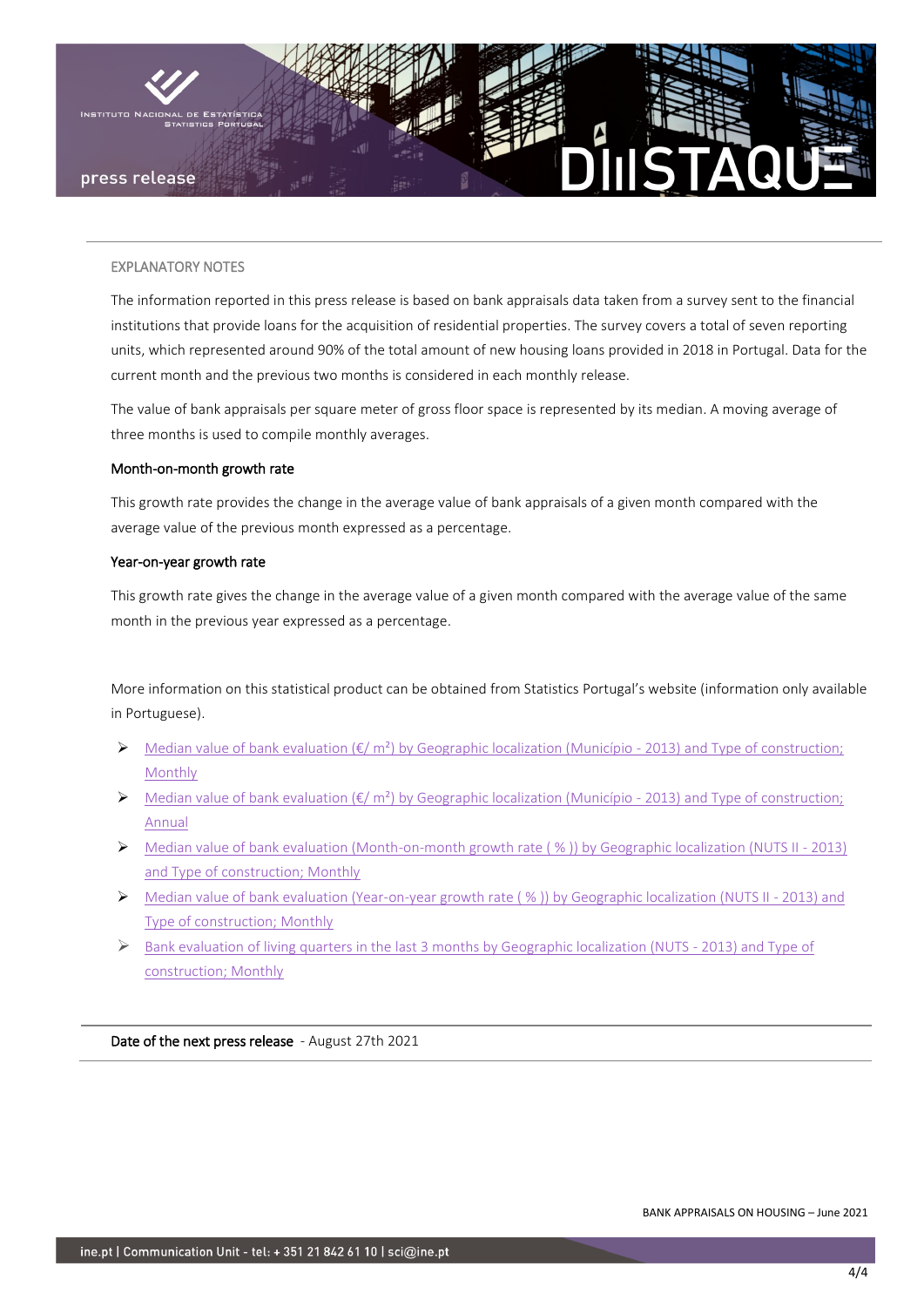EXPLANATORY NOTES

The information reported in this press release is based on bank appraisals data taken from a survey sent to the financial institutions that provide loans for the acquisition of residential properties. The survey covers a total of seven reporting units, which represented around 90% of the total amount of new housing loans provided in 2018 in Portugal. Data for the current month and the previous two months is considered in each monthly release.

The value of bank appraisals per square meter of gross floor space is represented by its median. A moving average of three months is used to compile monthly averages.

**Month-on-month growth rate**

This growth rate provides the change in the average value of bank appraisals of a given month compared with the average value of the previous month expressed as a percentage.

**Year-on-year growth rate**

This growth rate gives the change in the average value of a given month compared with the average value of the same month in the previous year expressed as a percentage.

More information on this statistical product can be obtained from Statistics Portugal's website (information only available in Portuguese).

- Median value of bank evaluation (€/ m²) by Geographic localization (Município - 2013) and Type of construction; Monthly
- Median value of bank evaluation (€/ m²) by Geographic localization (Município - 2013) and Type of construction; Annual
- Median value of bank evaluation (Month-on-month growth rate ( % )) by Geographic localization (NUTS II - 2013) and Type of construction; Monthly
- Median value of bank evaluation (Year-on-year growth rate ( % )) by Geographic localization (NUTS II - 2013) and Type of construction; Monthly
- Bank evaluation of living quarters in the last 3 months by Geographic localization (NUTS - 2013) and Type of construction; Monthly

**Date of the next press release** - August 27th 2021